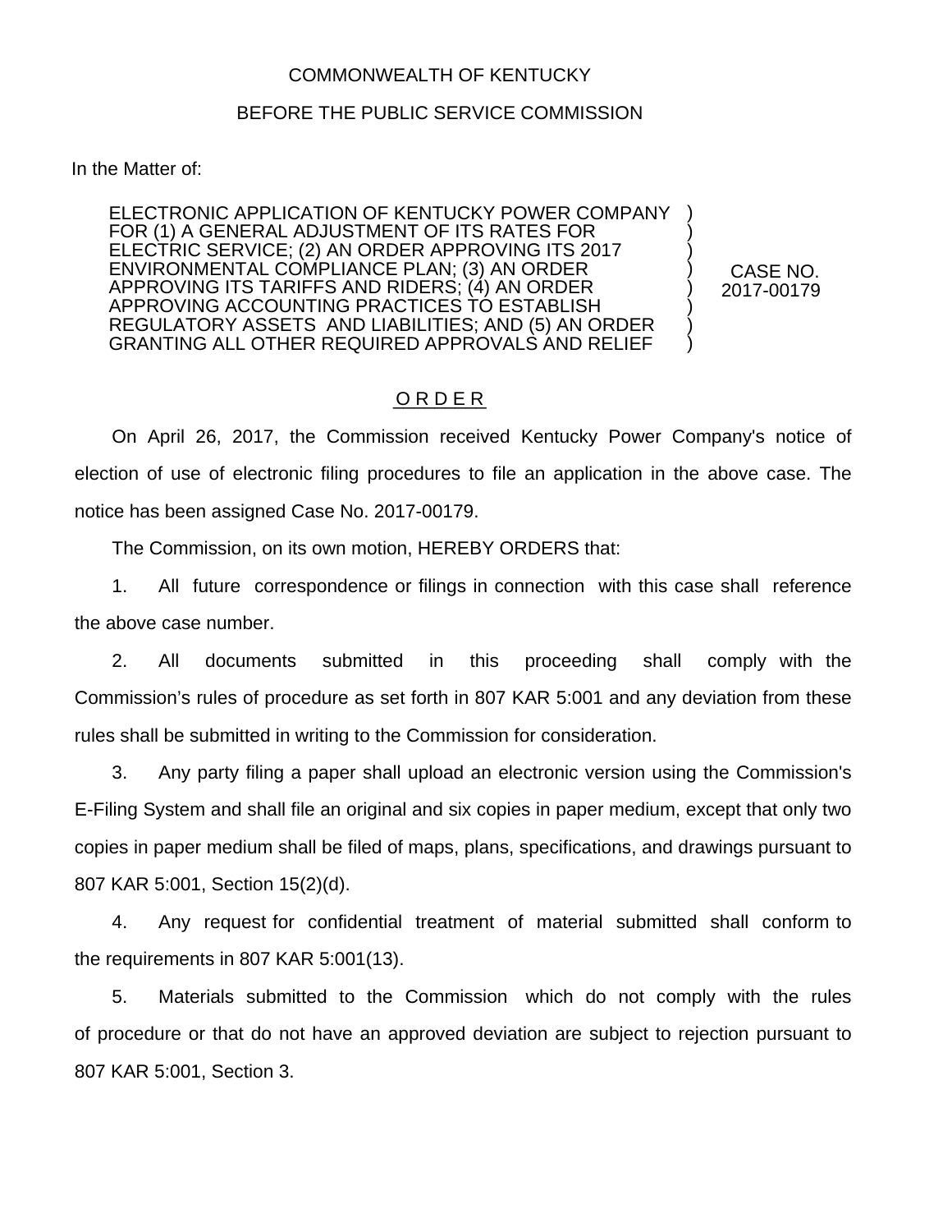COMMONWEALTH OF KENTUCKY

BEFORE THE PUBLIC SERVICE COMMISSION

In the Matter of:

| | | |
|---|---|---|
| ELECTRONIC APPLICATION OF KENTUCKY POWER COMPANY FOR (1) A GENERAL ADJUSTMENT OF ITS RATES FOR ELECTRIC SERVICE; (2) AN ORDER APPROVING ITS 2017 ENVIRONMENTAL COMPLIANCE PLAN; (3) AN ORDER APPROVING ITS TARIFFS AND RIDERS; (4) AN ORDER APPROVING ACCOUNTING PRACTICES TO ESTABLISH REGULATORY ASSETS AND LIABILITIES; AND (5) AN ORDER GRANTING ALL OTHER REQUIRED APPROVALS AND RELIEF | ) ) ) ) ) ) ) ) | CASE NO. 2017-00179 |

## O R D E R

On April 26, 2017, the Commission received Kentucky Power Company's notice of election of use of electronic filing procedures to file an application in the above case. The notice has been assigned Case No. 2017-00179.

The Commission, on its own motion, HEREBY ORDERS that:

1. All future correspondence or filings in connection with this case shall reference the above case number.

2. All documents submitted in this proceeding shall comply with the Commission's rules of procedure as set forth in 807 KAR 5:001 and any deviation from these rules shall be submitted in writing to the Commission for consideration.

3. Any party filing a paper shall upload an electronic version using the Commission's E-Filing System and shall file an original and six copies in paper medium, except that only two copies in paper medium shall be filed of maps, plans, specifications, and drawings pursuant to 807 KAR 5:001, Section 15(2)(d).

4. Any request for confidential treatment of material submitted shall conform to the requirements in 807 KAR 5:001(13).

5. Materials submitted to the Commission which do not comply with the rules of procedure or that do not have an approved deviation are subject to rejection pursuant to 807 KAR 5:001, Section 3.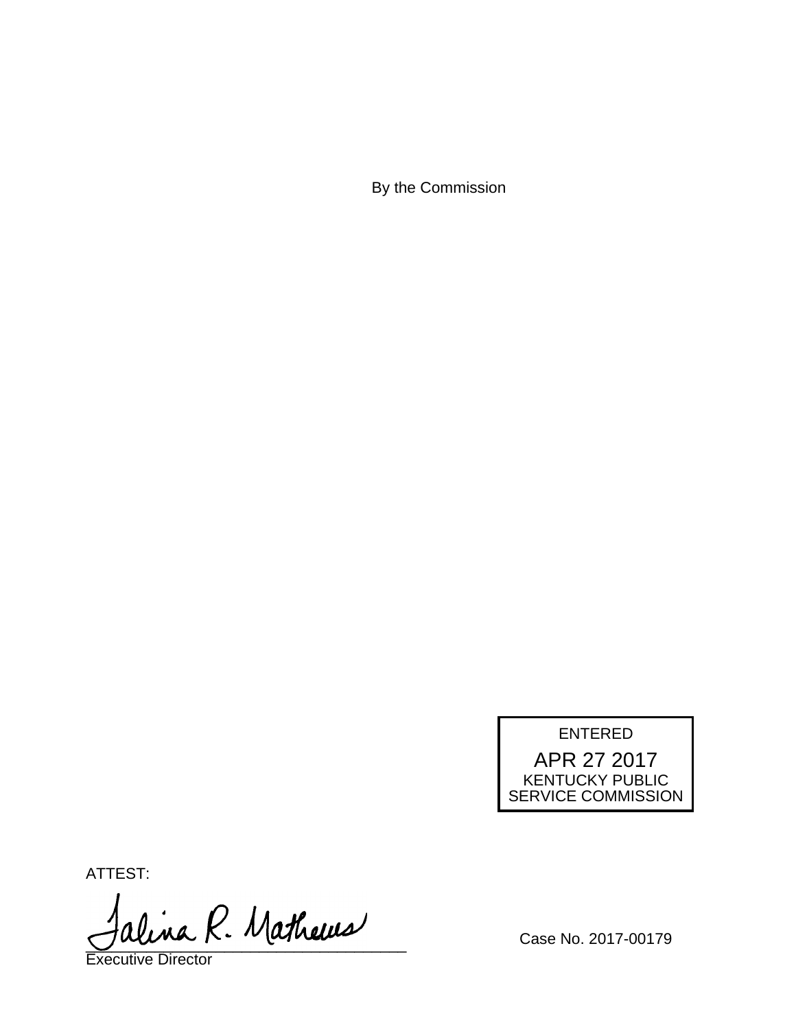By the Commission

ENTERED
APR 27 2017
KENTUCKY PUBLIC
SERVICE COMMISSION

ATTEST:

Talina R. Mathews
___________________________________
Executive Director

Case No. 2017-00179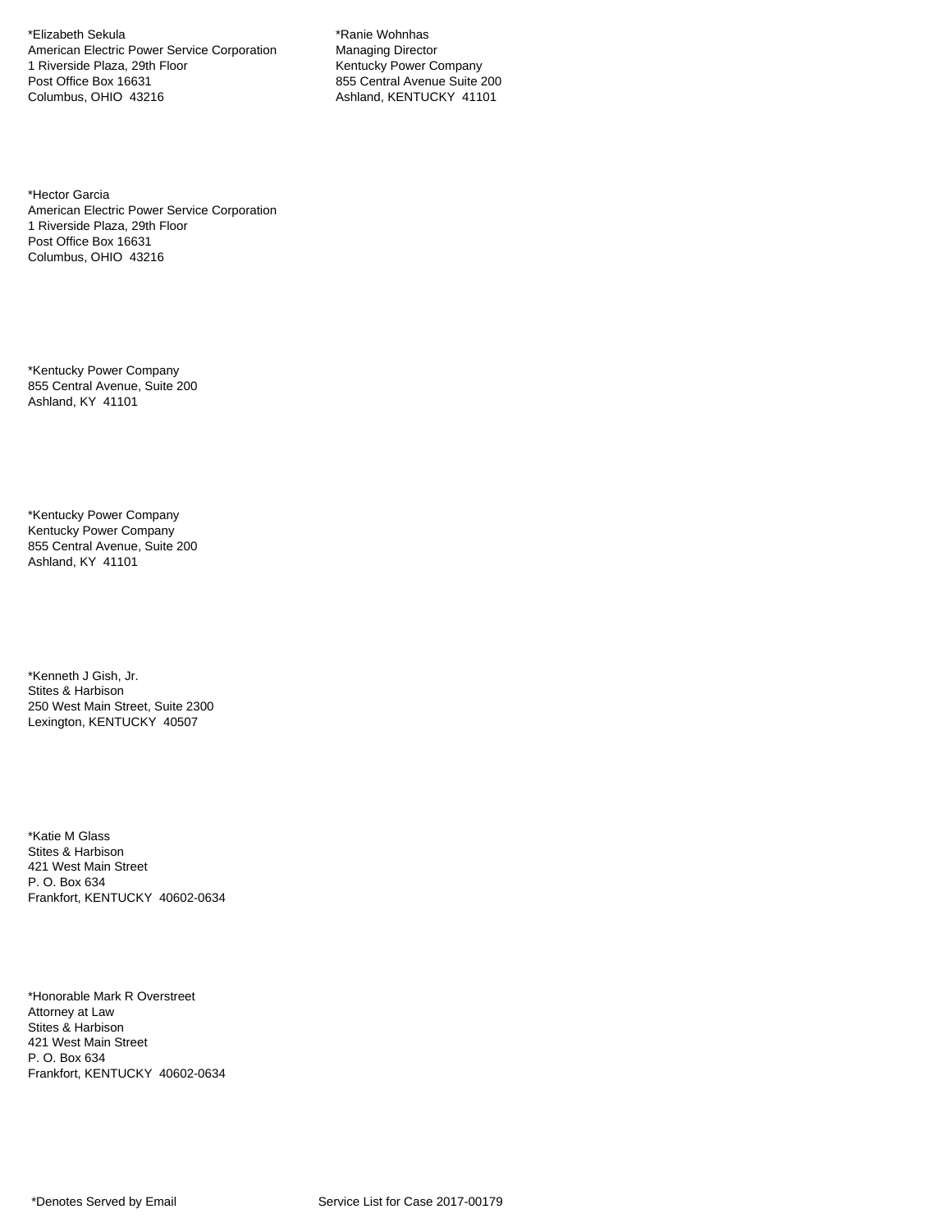*Elizabeth Sekula
American Electric Power Service Corporation
1 Riverside Plaza, 29th Floor
Post Office Box 16631
Columbus, OHIO 43216

*Ranie Wohnhas
Managing Director
Kentucky Power Company
855 Central Avenue Suite 200
Ashland, KENTUCKY 41101

*Hector Garcia
American Electric Power Service Corporation
1 Riverside Plaza, 29th Floor
Post Office Box 16631
Columbus, OHIO 43216

*Kentucky Power Company
855 Central Avenue, Suite 200
Ashland, KY 41101

*Kentucky Power Company
Kentucky Power Company
855 Central Avenue, Suite 200
Ashland, KY 41101

*Kenneth J Gish, Jr.
Stites & Harbison
250 West Main Street, Suite 2300
Lexington, KENTUCKY 40507

*Katie M Glass
Stites & Harbison
421 West Main Street
P. O. Box 634
Frankfort, KENTUCKY 40602-0634

*Honorable Mark R Overstreet
Attorney at Law
Stites & Harbison
421 West Main Street
P. O. Box 634
Frankfort, KENTUCKY 40602-0634

*Denotes Served by Email

Service List for Case 2017-00179